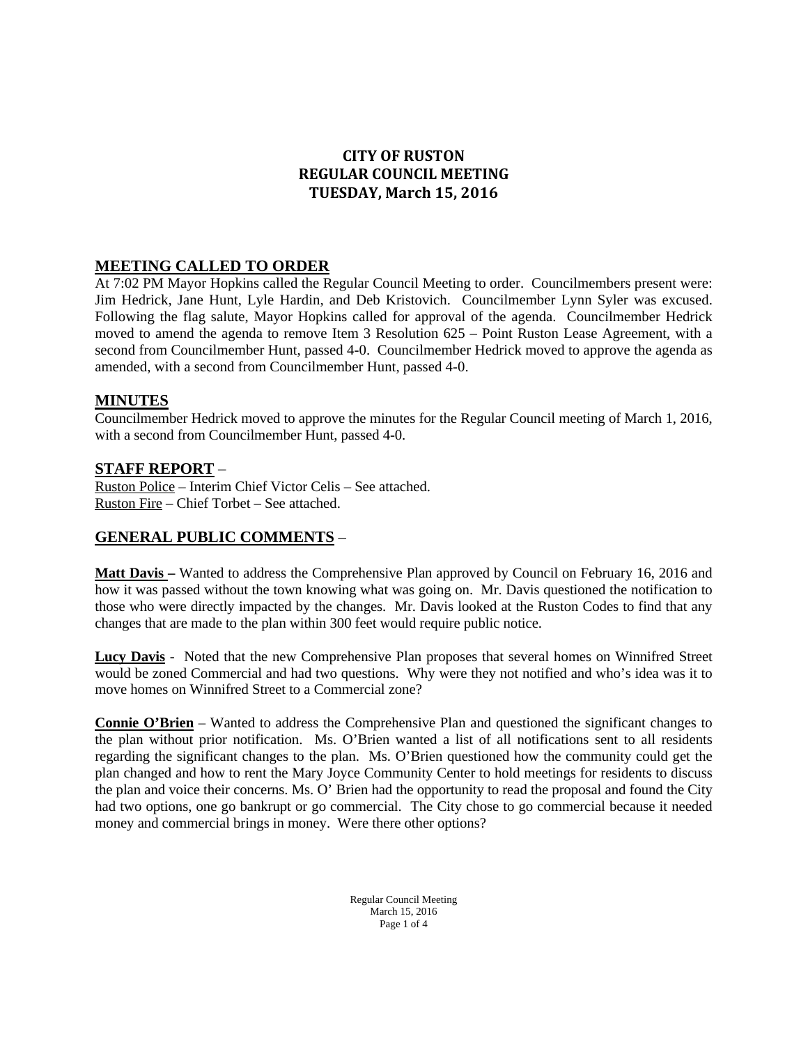# CITY OF RUSTON
# REGULAR COUNCIL MEETING
# TUESDAY, March 15, 2016

## MEETING CALLED TO ORDER

At 7:02 PM Mayor Hopkins called the Regular Council Meeting to order. Councilmembers present were: Jim Hedrick, Jane Hunt, Lyle Hardin, and Deb Kristovich. Councilmember Lynn Syler was excused. Following the flag salute, Mayor Hopkins called for approval of the agenda. Councilmember Hedrick moved to amend the agenda to remove Item 3 Resolution 625 – Point Ruston Lease Agreement, with a second from Councilmember Hunt, passed 4-0. Councilmember Hedrick moved to approve the agenda as amended, with a second from Councilmember Hunt, passed 4-0.

## MINUTES

Councilmember Hedrick moved to approve the minutes for the Regular Council meeting of March 1, 2016, with a second from Councilmember Hunt, passed 4-0.

## STAFF REPORT –

Ruston Police – Interim Chief Victor Celis – See attached.
Ruston Fire – Chief Torbet – See attached.

## GENERAL PUBLIC COMMENTS –

**Matt Davis –** Wanted to address the Comprehensive Plan approved by Council on February 16, 2016 and how it was passed without the town knowing what was going on. Mr. Davis questioned the notification to those who were directly impacted by the changes. Mr. Davis looked at the Ruston Codes to find that any changes that are made to the plan within 300 feet would require public notice.

**Lucy Davis** - Noted that the new Comprehensive Plan proposes that several homes on Winnifred Street would be zoned Commercial and had two questions. Why were they not notified and who's idea was it to move homes on Winnifred Street to a Commercial zone?

**Connie O'Brien** – Wanted to address the Comprehensive Plan and questioned the significant changes to the plan without prior notification. Ms. O'Brien wanted a list of all notifications sent to all residents regarding the significant changes to the plan. Ms. O'Brien questioned how the community could get the plan changed and how to rent the Mary Joyce Community Center to hold meetings for residents to discuss the plan and voice their concerns. Ms. O' Brien had the opportunity to read the proposal and found the City had two options, one go bankrupt or go commercial. The City chose to go commercial because it needed money and commercial brings in money. Were there other options?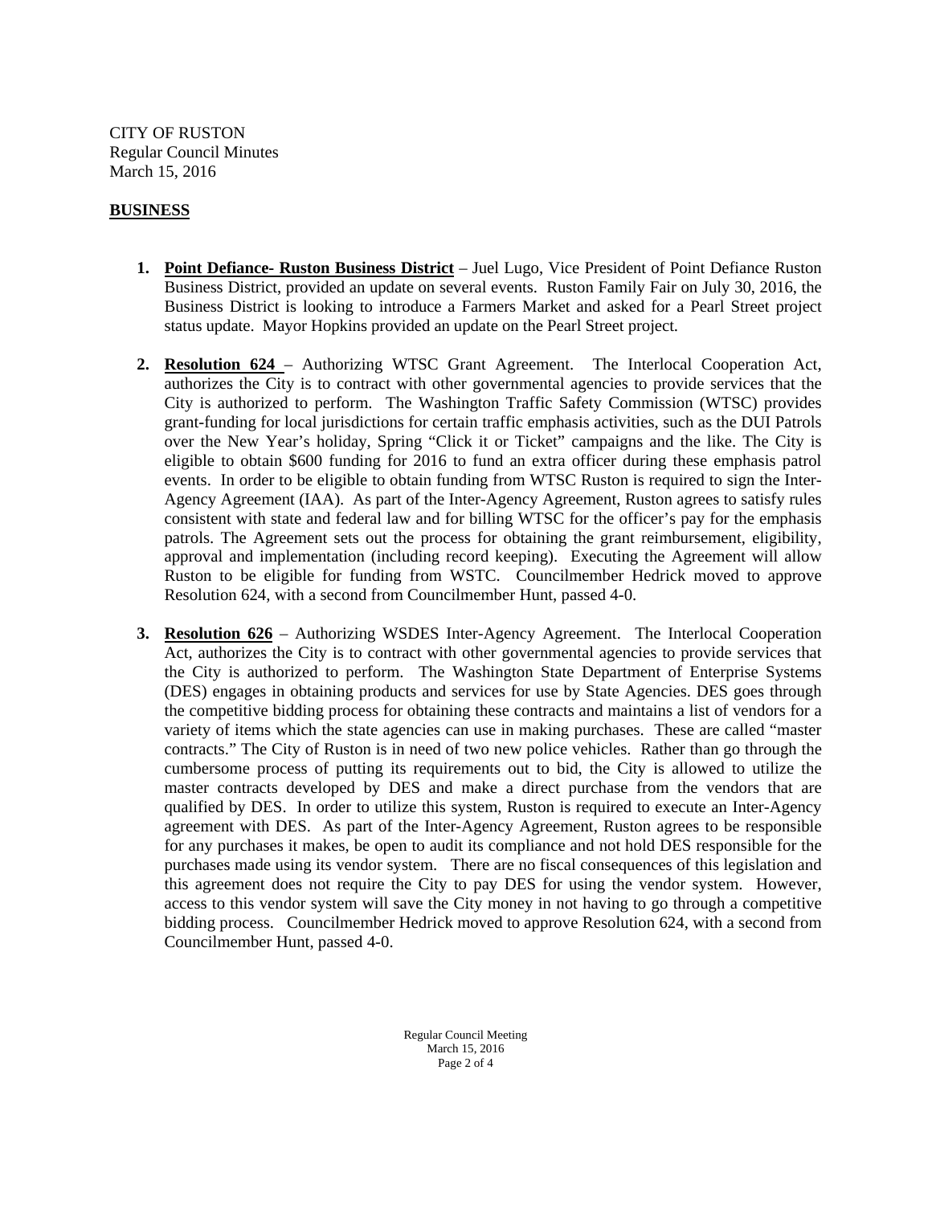CITY OF RUSTON
Regular Council Minutes
March 15, 2016

**BUSINESS**

1. **Point Defiance- Ruston Business District** – Juel Lugo, Vice President of Point Defiance Ruston Business District, provided an update on several events. Ruston Family Fair on July 30, 2016, the Business District is looking to introduce a Farmers Market and asked for a Pearl Street project status update. Mayor Hopkins provided an update on the Pearl Street project.

2. **Resolution 624** – Authorizing WTSC Grant Agreement. The Interlocal Cooperation Act, authorizes the City is to contract with other governmental agencies to provide services that the City is authorized to perform. The Washington Traffic Safety Commission (WTSC) provides grant-funding for local jurisdictions for certain traffic emphasis activities, such as the DUI Patrols over the New Year's holiday, Spring "Click it or Ticket" campaigns and the like. The City is eligible to obtain $600 funding for 2016 to fund an extra officer during these emphasis patrol events. In order to be eligible to obtain funding from WTSC Ruston is required to sign the Inter-Agency Agreement (IAA). As part of the Inter-Agency Agreement, Ruston agrees to satisfy rules consistent with state and federal law and for billing WTSC for the officer's pay for the emphasis patrols. The Agreement sets out the process for obtaining the grant reimbursement, eligibility, approval and implementation (including record keeping). Executing the Agreement will allow Ruston to be eligible for funding from WSTC. Councilmember Hedrick moved to approve Resolution 624, with a second from Councilmember Hunt, passed 4-0.

3. **Resolution 626** – Authorizing WSDES Inter-Agency Agreement. The Interlocal Cooperation Act, authorizes the City is to contract with other governmental agencies to provide services that the City is authorized to perform. The Washington State Department of Enterprise Systems (DES) engages in obtaining products and services for use by State Agencies. DES goes through the competitive bidding process for obtaining these contracts and maintains a list of vendors for a variety of items which the state agencies can use in making purchases. These are called "master contracts." The City of Ruston is in need of two new police vehicles. Rather than go through the cumbersome process of putting its requirements out to bid, the City is allowed to utilize the master contracts developed by DES and make a direct purchase from the vendors that are qualified by DES. In order to utilize this system, Ruston is required to execute an Inter-Agency agreement with DES. As part of the Inter-Agency Agreement, Ruston agrees to be responsible for any purchases it makes, be open to audit its compliance and not hold DES responsible for the purchases made using its vendor system. There are no fiscal consequences of this legislation and this agreement does not require the City to pay DES for using the vendor system. However, access to this vendor system will save the City money in not having to go through a competitive bidding process. Councilmember Hedrick moved to approve Resolution 624, with a second from Councilmember Hunt, passed 4-0.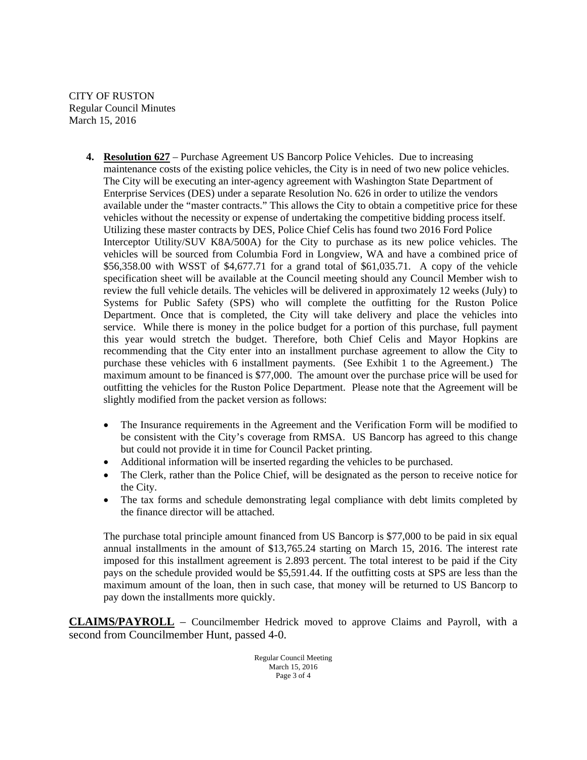CITY OF RUSTON
Regular Council Minutes
March 15, 2016

4. **Resolution 627** – Purchase Agreement US Bancorp Police Vehicles. Due to increasing maintenance costs of the existing police vehicles, the City is in need of two new police vehicles. The City will be executing an inter-agency agreement with Washington State Department of Enterprise Services (DES) under a separate Resolution No. 626 in order to utilize the vendors available under the "master contracts." This allows the City to obtain a competitive price for these vehicles without the necessity or expense of undertaking the competitive bidding process itself. Utilizing these master contracts by DES, Police Chief Celis has found two 2016 Ford Police Interceptor Utility/SUV K8A/500A) for the City to purchase as its new police vehicles. The vehicles will be sourced from Columbia Ford in Longview, WA and have a combined price of $56,358.00 with WSST of $4,677.71 for a grand total of $61,035.71. A copy of the vehicle specification sheet will be available at the Council meeting should any Council Member wish to review the full vehicle details. The vehicles will be delivered in approximately 12 weeks (July) to Systems for Public Safety (SPS) who will complete the outfitting for the Ruston Police Department. Once that is completed, the City will take delivery and place the vehicles into service. While there is money in the police budget for a portion of this purchase, full payment this year would stretch the budget. Therefore, both Chief Celis and Mayor Hopkins are recommending that the City enter into an installment purchase agreement to allow the City to purchase these vehicles with 6 installment payments. (See Exhibit 1 to the Agreement.) The maximum amount to be financed is $77,000. The amount over the purchase price will be used for outfitting the vehicles for the Ruston Police Department. Please note that the Agreement will be slightly modified from the packet version as follows:

   - The Insurance requirements in the Agreement and the Verification Form will be modified to be consistent with the City's coverage from RMSA. US Bancorp has agreed to this change but could not provide it in time for Council Packet printing.
   - Additional information will be inserted regarding the vehicles to be purchased.
   - The Clerk, rather than the Police Chief, will be designated as the person to receive notice for the City.
   - The tax forms and schedule demonstrating legal compliance with debt limits completed by the finance director will be attached.

   The purchase total principle amount financed from US Bancorp is $77,000 to be paid in six equal annual installments in the amount of $13,765.24 starting on March 15, 2016. The interest rate imposed for this installment agreement is 2.893 percent. The total interest to be paid if the City pays on the schedule provided would be $5,591.44. If the outfitting costs at SPS are less than the maximum amount of the loan, then in such case, that money will be returned to US Bancorp to pay down the installments more quickly.

**CLAIMS/PAYROLL** – Councilmember Hedrick moved to approve Claims and Payroll, with a second from Councilmember Hunt, passed 4-0.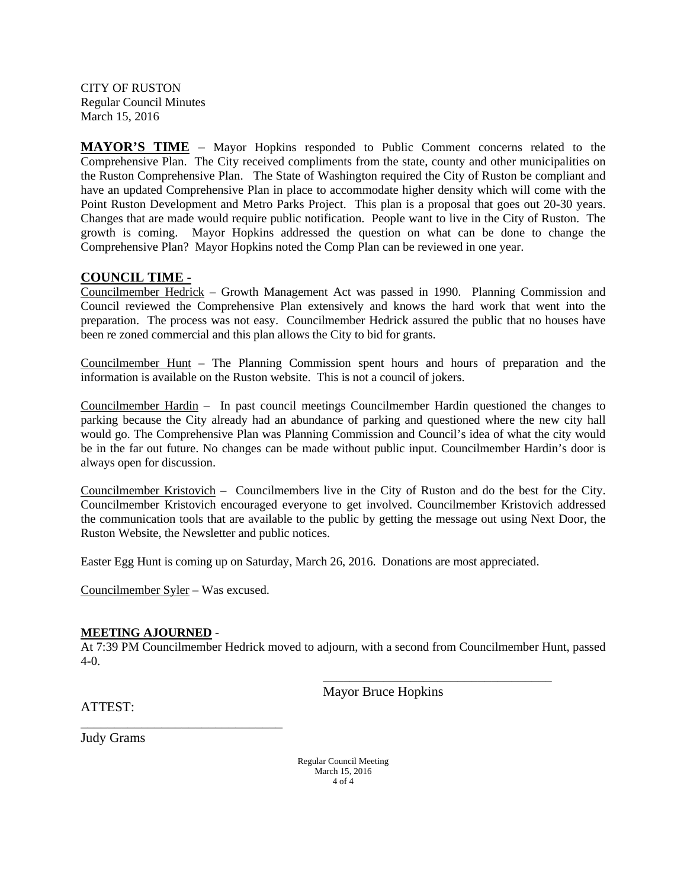CITY OF RUSTON
Regular Council Minutes
March 15, 2016

**MAYOR'S TIME** – Mayor Hopkins responded to Public Comment concerns related to the Comprehensive Plan. The City received compliments from the state, county and other municipalities on the Ruston Comprehensive Plan. The State of Washington required the City of Ruston be compliant and have an updated Comprehensive Plan in place to accommodate higher density which will come with the Point Ruston Development and Metro Parks Project. This plan is a proposal that goes out 20-30 years. Changes that are made would require public notification. People want to live in the City of Ruston. The growth is coming. Mayor Hopkins addressed the question on what can be done to change the Comprehensive Plan? Mayor Hopkins noted the Comp Plan can be reviewed in one year.

**COUNCIL TIME -**

Councilmember Hedrick – Growth Management Act was passed in 1990. Planning Commission and Council reviewed the Comprehensive Plan extensively and knows the hard work that went into the preparation. The process was not easy. Councilmember Hedrick assured the public that no houses have been re zoned commercial and this plan allows the City to bid for grants.

Councilmember Hunt – The Planning Commission spent hours and hours of preparation and the information is available on the Ruston website. This is not a council of jokers.

Councilmember Hardin – In past council meetings Councilmember Hardin questioned the changes to parking because the City already had an abundance of parking and questioned where the new city hall would go. The Comprehensive Plan was Planning Commission and Council's idea of what the city would be in the far out future. No changes can be made without public input. Councilmember Hardin's door is always open for discussion.

Councilmember Kristovich – Councilmembers live in the City of Ruston and do the best for the City. Councilmember Kristovich encouraged everyone to get involved. Councilmember Kristovich addressed the communication tools that are available to the public by getting the message out using Next Door, the Ruston Website, the Newsletter and public notices.

Easter Egg Hunt is coming up on Saturday, March 26, 2016. Donations are most appreciated.

Councilmember Syler – Was excused.

**MEETING AJOURNED** -
At 7:39 PM Councilmember Hedrick moved to adjourn, with a second from Councilmember Hunt, passed 4-0.

\_\_\_\_\_\_\_\_\_\_\_\_\_\_\_\_\_\_\_\_\_\_\_\_\_\_\_\_\_\_\_\_\_\_\_\_
Mayor Bruce Hopkins

ATTEST:

\_\_\_\_\_\_\_\_\_\_\_\_\_\_\_\_\_\_\_\_\_\_\_\_\_\_\_\_\_\_\_
Judy Grams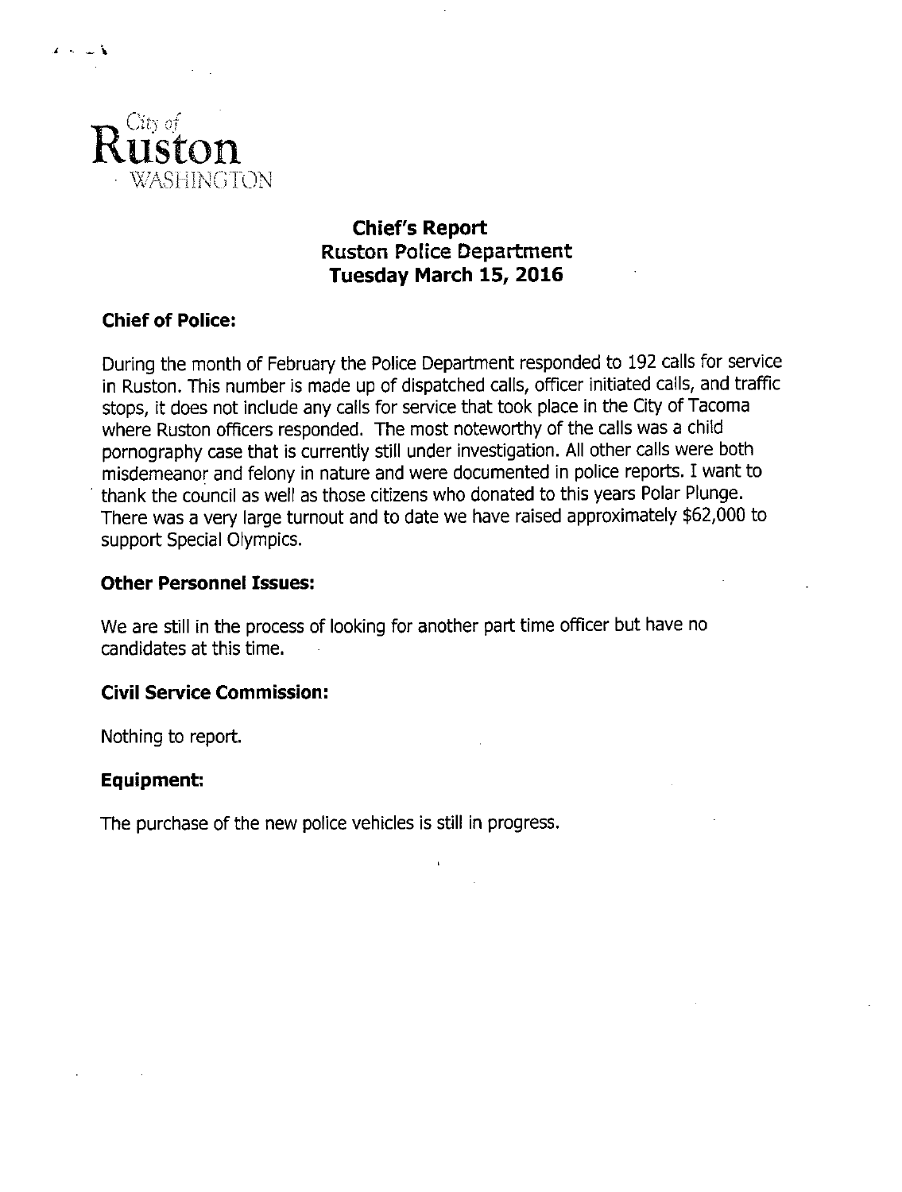City of
**Ruston**
WASHINGTON

# Chief's Report
## Ruston Police Department
## Tuesday March 15, 2016

### Chief of Police:

During the month of February the Police Department responded to 192 calls for service in Ruston. This number is made up of dispatched calls, officer initiated calls, and traffic stops, it does not include any calls for service that took place in the City of Tacoma where Ruston officers responded. The most noteworthy of the calls was a child pornography case that is currently still under investigation. All other calls were both misdemeanor and felony in nature and were documented in police reports. I want to thank the council as well as those citizens who donated to this years Polar Plunge. There was a very large turnout and to date we have raised approximately $62,000 to support Special Olympics.

### Other Personnel Issues:

We are still in the process of looking for another part time officer but have no candidates at this time.

### Civil Service Commission:

Nothing to report.

### Equipment:

The purchase of the new police vehicles is still in progress.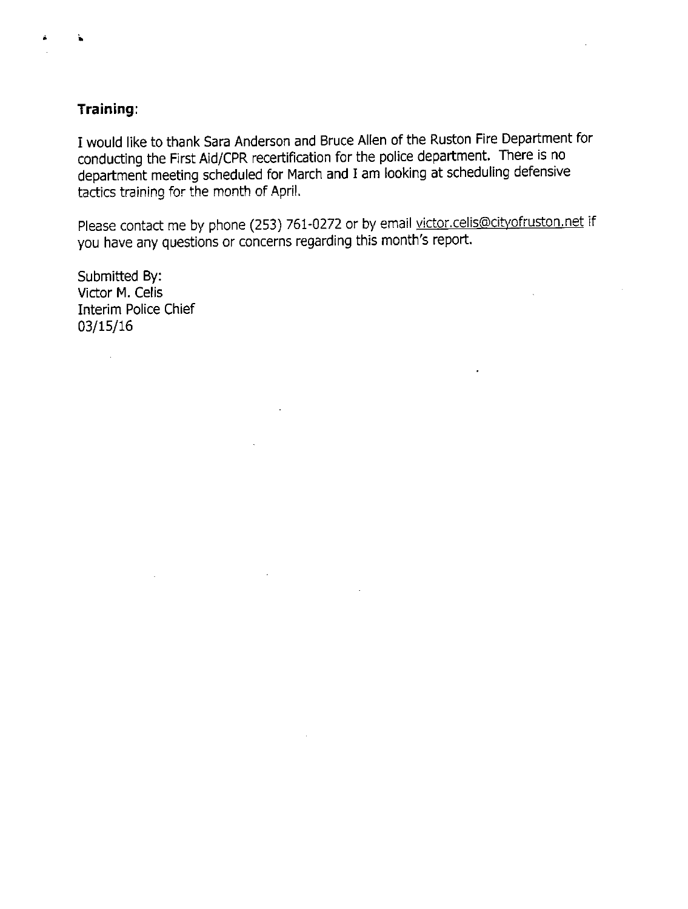**Training**:

I would like to thank Sara Anderson and Bruce Allen of the Ruston Fire Department for conducting the First Aid/CPR recertification for the police department. There is no department meeting scheduled for March and I am looking at scheduling defensive tactics training for the month of April.

Please contact me by phone (253) 761-0272 or by email victor.celis@cityofruston.net if you have any questions or concerns regarding this month's report.

Submitted By:
Victor M. Celis
Interim Police Chief
03/15/16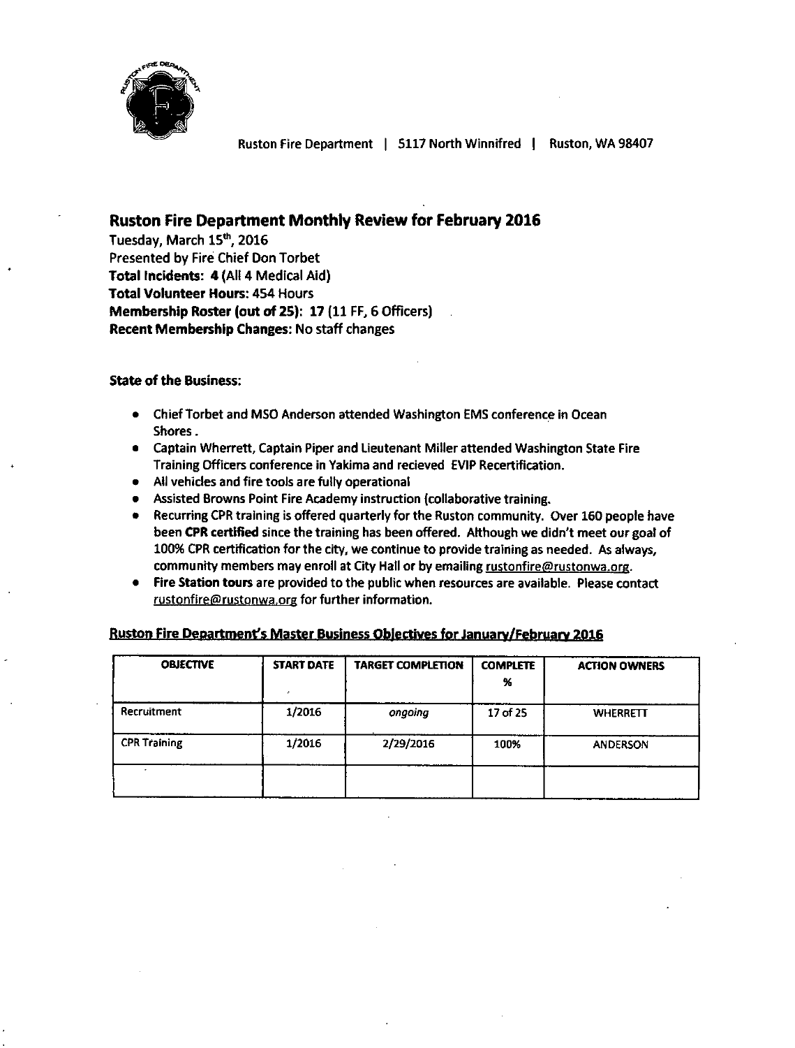Ruston Fire Department | 5117 North Winnifred | Ruston, WA 98407

## Ruston Fire Department Monthly Review for February 2016

Tuesday, March 15th, 2016
Presented by Fire Chief Don Torbet
**Total Incidents: 4** (All 4 Medical Aid)
**Total Volunteer Hours:** 454 Hours
**Membership Roster (out of 25): 17** (11 FF, 6 Officers)
**Recent Membership Changes:** No staff changes

**State of the Business:**

- Chief Torbet and MSO Anderson attended Washington EMS conference in Ocean Shores .
- Captain Wherrett, Captain Piper and Lieutenant Miller attended Washington State Fire Training Officers conference in Yakima and recieved EVIP Recertification.
- All vehicles and fire tools are fully operational
- Assisted Browns Point Fire Academy instruction (collaborative training.
- Recurring CPR training is offered quarterly for the Ruston community. Over 160 people have been **CPR certified** since the training has been offered. Although we didn't meet our goal of 100% CPR certification for the city, we continue to provide training as needed. As always, community members may enroll at City Hall or by emailing rustonfire@rustonwa.org.
- **Fire Station tours** are provided to the public when resources are available. Please contact rustonfire@rustonwa.org for further information.

**Ruston Fire Department's Master Business Objectives for January/February 2016**

| OBJECTIVE | START DATE | TARGET COMPLETION | COMPLETE % | ACTION OWNERS |
|---|---|---|---|---|
| Recruitment | 1/2016 | *ongoing* | 17 of 25 | WHERRETT |
| CPR Training | 1/2016 | 2/29/2016 | 100% | ANDERSON |
| | | | | |